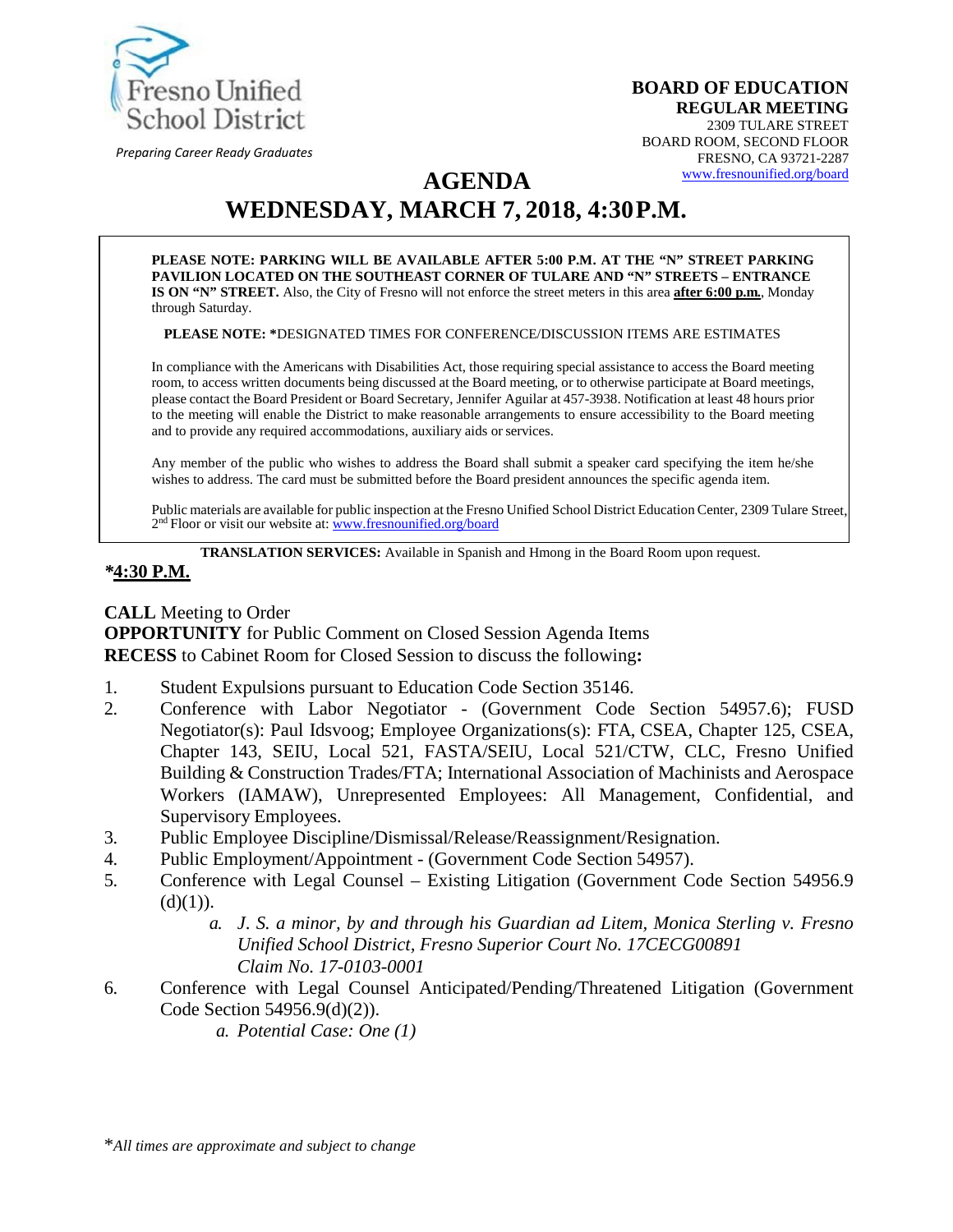Fresno Unified School District

*Preparing Career Ready Graduates*

**BOARD OF EDUCATION**
**REGULAR MEETING**
2309 TULARE STREET
BOARD ROOM, SECOND FLOOR
FRESNO, CA 93721-2287
www.fresnounified.org/board

# AGENDA
# WEDNESDAY, MARCH 7, 2018, 4:30 P.M.

**PLEASE NOTE: PARKING WILL BE AVAILABLE AFTER 5:00 P.M. AT THE "N" STREET PARKING PAVILION LOCATED ON THE SOUTHEAST CORNER OF TULARE AND "N" STREETS – ENTRANCE IS ON "N" STREET.** Also, the City of Fresno will not enforce the street meters in this area **after 6:00 p.m.**, Monday through Saturday.

**PLEASE NOTE: ***DESIGNATED TIMES FOR CONFERENCE/DISCUSSION ITEMS ARE ESTIMATES

In compliance with the Americans with Disabilities Act, those requiring special assistance to access the Board meeting room, to access written documents being discussed at the Board meeting, or to otherwise participate at Board meetings, please contact the Board President or Board Secretary, Jennifer Aguilar at 457-3938. Notification at least 48 hours prior to the meeting will enable the District to make reasonable arrangements to ensure accessibility to the Board meeting and to provide any required accommodations, auxiliary aids or services.

Any member of the public who wishes to address the Board shall submit a speaker card specifying the item he/she wishes to address. The card must be submitted before the Board president announces the specific agenda item.

Public materials are available for public inspection at the Fresno Unified School District Education Center, 2309 Tulare Street, 2nd Floor or visit our website at: www.fresnounified.org/board

**TRANSLATION SERVICES:** Available in Spanish and Hmong in the Board Room upon request.

***4:30 P.M.**

**CALL** Meeting to Order
**OPPORTUNITY** for Public Comment on Closed Session Agenda Items
**RECESS** to Cabinet Room for Closed Session to discuss the following**:**

1. Student Expulsions pursuant to Education Code Section 35146.
2. Conference with Labor Negotiator - (Government Code Section 54957.6); FUSD Negotiator(s): Paul Idsvoog; Employee Organizations(s): FTA, CSEA, Chapter 125, CSEA, Chapter 143, SEIU, Local 521, FASTA/SEIU, Local 521/CTW, CLC, Fresno Unified Building & Construction Trades/FTA; International Association of Machinists and Aerospace Workers (IAMAW), Unrepresented Employees: All Management, Confidential, and Supervisory Employees.
3. Public Employee Discipline/Dismissal/Release/Reassignment/Resignation.
4. Public Employment/Appointment - (Government Code Section 54957).
5. Conference with Legal Counsel – Existing Litigation (Government Code Section 54956.9 (d)(1)).
   a. *J. S. a minor, by and through his Guardian ad Litem, Monica Sterling v. Fresno Unified School District, Fresno Superior Court No. 17CECG00891*
      *Claim No. 17-0103-0001*
6. Conference with Legal Counsel Anticipated/Pending/Threatened Litigation (Government Code Section 54956.9(d)(2)).
   a. *Potential Case: One (1)*

**All times are approximate and subject to change*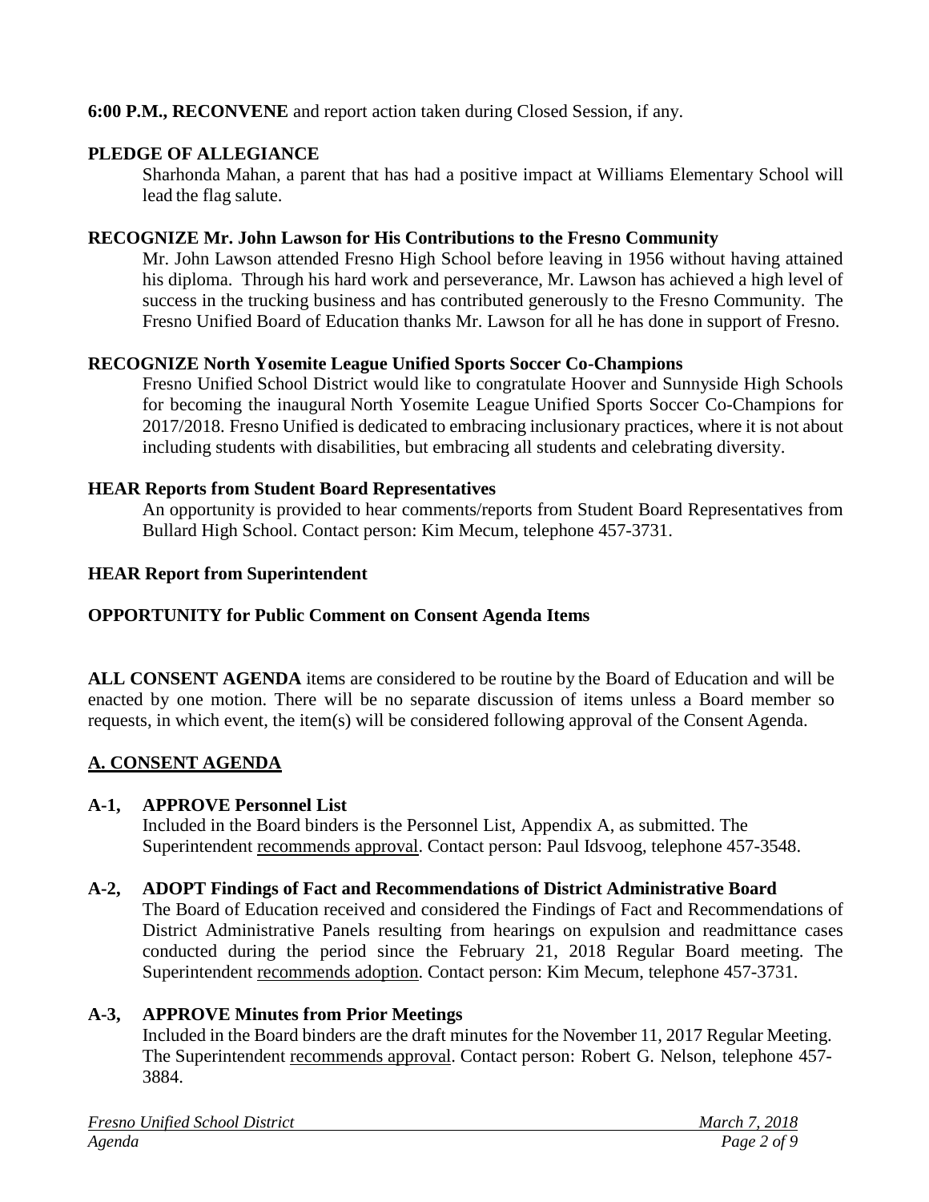**6:00 P.M., RECONVENE** and report action taken during Closed Session, if any.

**PLEDGE OF ALLEGIANCE**

Sharhonda Mahan, a parent that has had a positive impact at Williams Elementary School will lead the flag salute.

**RECOGNIZE Mr. John Lawson for His Contributions to the Fresno Community**

Mr. John Lawson attended Fresno High School before leaving in 1956 without having attained his diploma. Through his hard work and perseverance, Mr. Lawson has achieved a high level of success in the trucking business and has contributed generously to the Fresno Community. The Fresno Unified Board of Education thanks Mr. Lawson for all he has done in support of Fresno.

**RECOGNIZE North Yosemite League Unified Sports Soccer Co-Champions**

Fresno Unified School District would like to congratulate Hoover and Sunnyside High Schools for becoming the inaugural North Yosemite League Unified Sports Soccer Co-Champions for 2017/2018. Fresno Unified is dedicated to embracing inclusionary practices, where it is not about including students with disabilities, but embracing all students and celebrating diversity.

**HEAR Reports from Student Board Representatives**

An opportunity is provided to hear comments/reports from Student Board Representatives from Bullard High School. Contact person: Kim Mecum, telephone 457-3731.

**HEAR Report from Superintendent**

**OPPORTUNITY for Public Comment on Consent Agenda Items**

**ALL CONSENT AGENDA** items are considered to be routine by the Board of Education and will be enacted by one motion. There will be no separate discussion of items unless a Board member so requests, in which event, the item(s) will be considered following approval of the Consent Agenda.

## A. CONSENT AGENDA

**A-1, APPROVE Personnel List**

Included in the Board binders is the Personnel List, Appendix A, as submitted. The Superintendent recommends approval. Contact person: Paul Idsvoog, telephone 457-3548.

**A-2, ADOPT Findings of Fact and Recommendations of District Administrative Board**

The Board of Education received and considered the Findings of Fact and Recommendations of District Administrative Panels resulting from hearings on expulsion and readmittance cases conducted during the period since the February 21, 2018 Regular Board meeting. The Superintendent recommends adoption. Contact person: Kim Mecum, telephone 457-3731.

**A-3, APPROVE Minutes from Prior Meetings**

Included in the Board binders are the draft minutes for the November 11, 2017 Regular Meeting. The Superintendent recommends approval. Contact person: Robert G. Nelson, telephone 457-3884.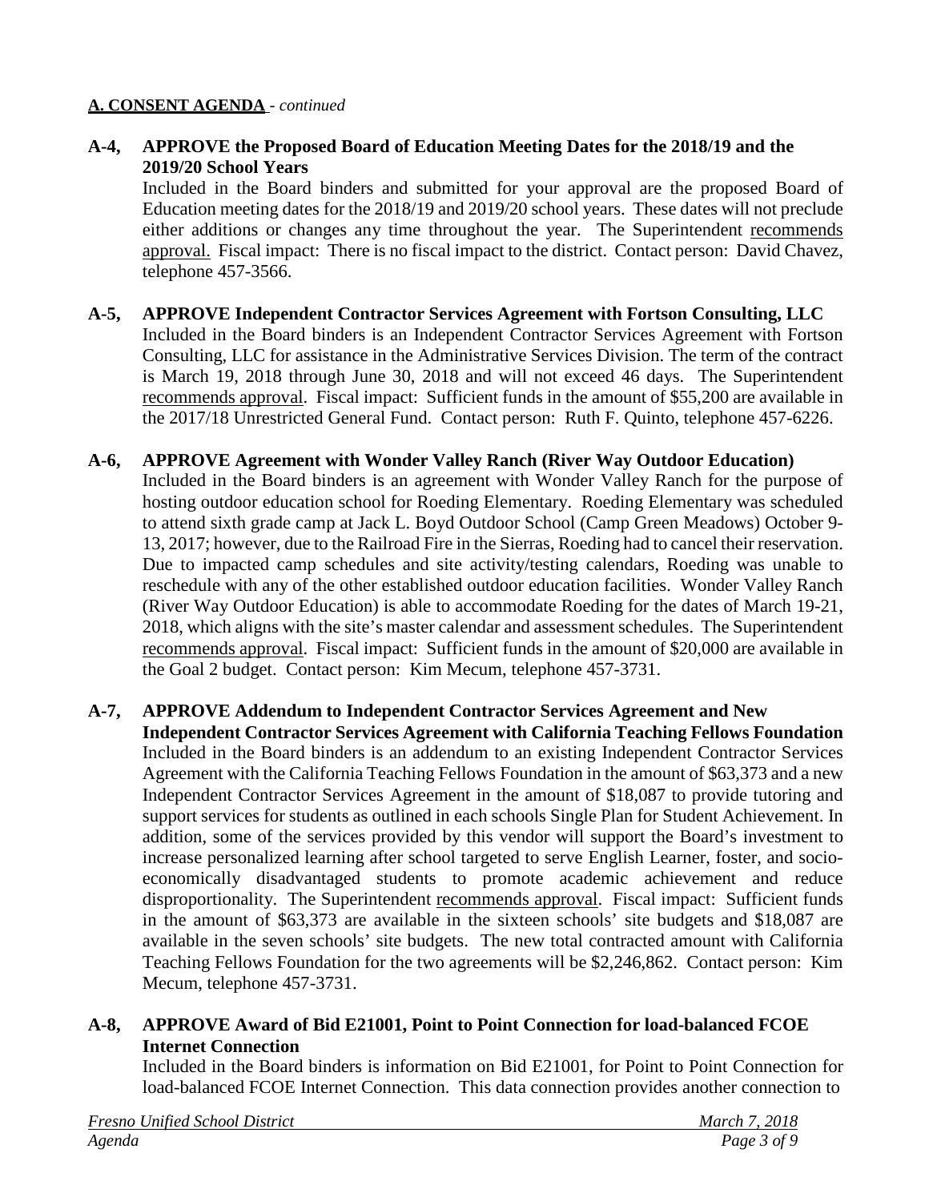**A. CONSENT AGENDA** - *continued*

**A-4, APPROVE the Proposed Board of Education Meeting Dates for the 2018/19 and the 2019/20 School Years**

Included in the Board binders and submitted for your approval are the proposed Board of Education meeting dates for the 2018/19 and 2019/20 school years. These dates will not preclude either additions or changes any time throughout the year. The Superintendent recommends approval. Fiscal impact: There is no fiscal impact to the district. Contact person: David Chavez, telephone 457-3566.

**A-5, APPROVE Independent Contractor Services Agreement with Fortson Consulting, LLC**

Included in the Board binders is an Independent Contractor Services Agreement with Fortson Consulting, LLC for assistance in the Administrative Services Division. The term of the contract is March 19, 2018 through June 30, 2018 and will not exceed 46 days. The Superintendent recommends approval. Fiscal impact: Sufficient funds in the amount of $55,200 are available in the 2017/18 Unrestricted General Fund. Contact person: Ruth F. Quinto, telephone 457-6226.

**A-6, APPROVE Agreement with Wonder Valley Ranch (River Way Outdoor Education)**

Included in the Board binders is an agreement with Wonder Valley Ranch for the purpose of hosting outdoor education school for Roeding Elementary. Roeding Elementary was scheduled to attend sixth grade camp at Jack L. Boyd Outdoor School (Camp Green Meadows) October 9-13, 2017; however, due to the Railroad Fire in the Sierras, Roeding had to cancel their reservation. Due to impacted camp schedules and site activity/testing calendars, Roeding was unable to reschedule with any of the other established outdoor education facilities. Wonder Valley Ranch (River Way Outdoor Education) is able to accommodate Roeding for the dates of March 19-21, 2018, which aligns with the site's master calendar and assessment schedules. The Superintendent recommends approval. Fiscal impact: Sufficient funds in the amount of $20,000 are available in the Goal 2 budget. Contact person: Kim Mecum, telephone 457-3731.

**A-7, APPROVE Addendum to Independent Contractor Services Agreement and New Independent Contractor Services Agreement with California Teaching Fellows Foundation**

Included in the Board binders is an addendum to an existing Independent Contractor Services Agreement with the California Teaching Fellows Foundation in the amount of $63,373 and a new Independent Contractor Services Agreement in the amount of $18,087 to provide tutoring and support services for students as outlined in each schools Single Plan for Student Achievement. In addition, some of the services provided by this vendor will support the Board's investment to increase personalized learning after school targeted to serve English Learner, foster, and socio-economically disadvantaged students to promote academic achievement and reduce disproportionality. The Superintendent recommends approval. Fiscal impact: Sufficient funds in the amount of $63,373 are available in the sixteen schools' site budgets and $18,087 are available in the seven schools' site budgets. The new total contracted amount with California Teaching Fellows Foundation for the two agreements will be $2,246,862. Contact person: Kim Mecum, telephone 457-3731.

**A-8, APPROVE Award of Bid E21001, Point to Point Connection for load-balanced FCOE Internet Connection**

Included in the Board binders is information on Bid E21001, for Point to Point Connection for load-balanced FCOE Internet Connection. This data connection provides another connection to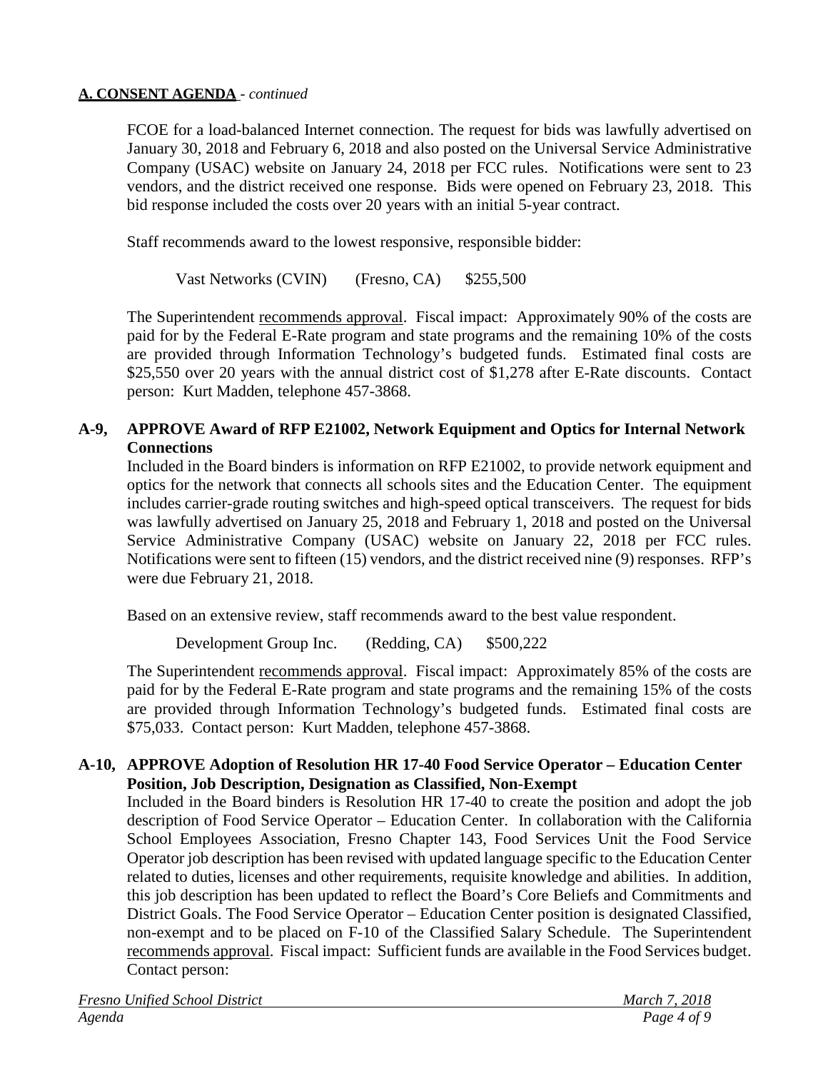**A. CONSENT AGENDA** - *continued*

FCOE for a load-balanced Internet connection. The request for bids was lawfully advertised on January 30, 2018 and February 6, 2018 and also posted on the Universal Service Administrative Company (USAC) website on January 24, 2018 per FCC rules. Notifications were sent to 23 vendors, and the district received one response. Bids were opened on February 23, 2018. This bid response included the costs over 20 years with an initial 5-year contract.

Staff recommends award to the lowest responsive, responsible bidder:

Vast Networks (CVIN) (Fresno, CA) $255,500

The Superintendent recommends approval. Fiscal impact: Approximately 90% of the costs are paid for by the Federal E-Rate program and state programs and the remaining 10% of the costs are provided through Information Technology's budgeted funds. Estimated final costs are $25,550 over 20 years with the annual district cost of $1,278 after E-Rate discounts. Contact person: Kurt Madden, telephone 457-3868.

**A-9, APPROVE Award of RFP E21002, Network Equipment and Optics for Internal Network Connections**

Included in the Board binders is information on RFP E21002, to provide network equipment and optics for the network that connects all schools sites and the Education Center. The equipment includes carrier-grade routing switches and high-speed optical transceivers. The request for bids was lawfully advertised on January 25, 2018 and February 1, 2018 and posted on the Universal Service Administrative Company (USAC) website on January 22, 2018 per FCC rules. Notifications were sent to fifteen (15) vendors, and the district received nine (9) responses. RFP's were due February 21, 2018.

Based on an extensive review, staff recommends award to the best value respondent.

Development Group Inc. (Redding, CA) $500,222

The Superintendent recommends approval. Fiscal impact: Approximately 85% of the costs are paid for by the Federal E-Rate program and state programs and the remaining 15% of the costs are provided through Information Technology's budgeted funds. Estimated final costs are $75,033. Contact person: Kurt Madden, telephone 457-3868.

**A-10, APPROVE Adoption of Resolution HR 17-40 Food Service Operator – Education Center Position, Job Description, Designation as Classified, Non-Exempt**

Included in the Board binders is Resolution HR 17-40 to create the position and adopt the job description of Food Service Operator – Education Center. In collaboration with the California School Employees Association, Fresno Chapter 143, Food Services Unit the Food Service Operator job description has been revised with updated language specific to the Education Center related to duties, licenses and other requirements, requisite knowledge and abilities. In addition, this job description has been updated to reflect the Board's Core Beliefs and Commitments and District Goals. The Food Service Operator – Education Center position is designated Classified, non-exempt and to be placed on F-10 of the Classified Salary Schedule. The Superintendent recommends approval. Fiscal impact: Sufficient funds are available in the Food Services budget. Contact person: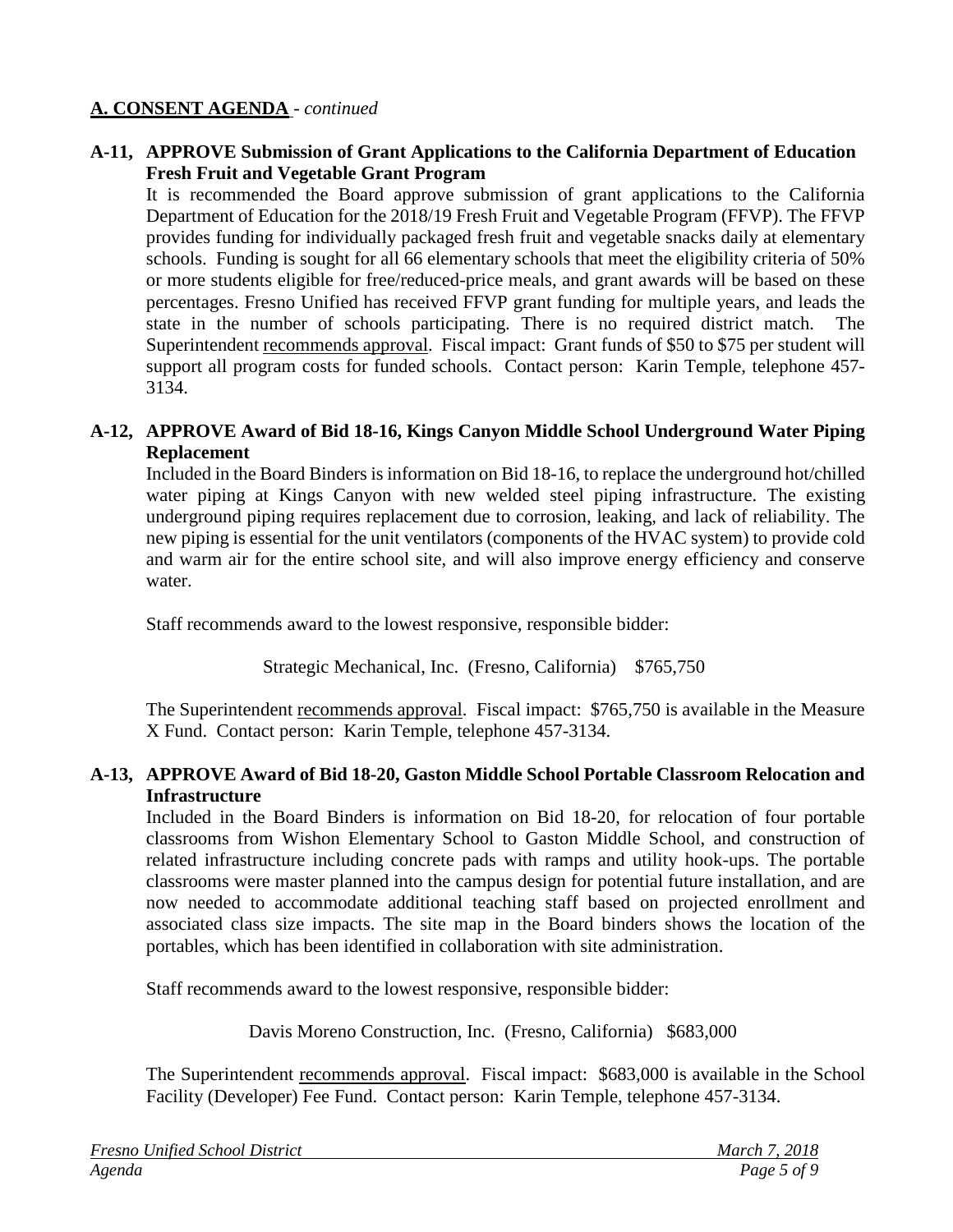**A. CONSENT AGENDA** - *continued*

**A-11, APPROVE Submission of Grant Applications to the California Department of Education Fresh Fruit and Vegetable Grant Program**

It is recommended the Board approve submission of grant applications to the California Department of Education for the 2018/19 Fresh Fruit and Vegetable Program (FFVP). The FFVP provides funding for individually packaged fresh fruit and vegetable snacks daily at elementary schools. Funding is sought for all 66 elementary schools that meet the eligibility criteria of 50% or more students eligible for free/reduced-price meals, and grant awards will be based on these percentages. Fresno Unified has received FFVP grant funding for multiple years, and leads the state in the number of schools participating. There is no required district match. The Superintendent recommends approval. Fiscal impact: Grant funds of $50 to $75 per student will support all program costs for funded schools. Contact person: Karin Temple, telephone 457-3134.

**A-12, APPROVE Award of Bid 18-16, Kings Canyon Middle School Underground Water Piping Replacement**

Included in the Board Binders is information on Bid 18-16, to replace the underground hot/chilled water piping at Kings Canyon with new welded steel piping infrastructure. The existing underground piping requires replacement due to corrosion, leaking, and lack of reliability. The new piping is essential for the unit ventilators (components of the HVAC system) to provide cold and warm air for the entire school site, and will also improve energy efficiency and conserve water.

Staff recommends award to the lowest responsive, responsible bidder:

Strategic Mechanical, Inc. (Fresno, California) $765,750

The Superintendent recommends approval. Fiscal impact: $765,750 is available in the Measure X Fund. Contact person: Karin Temple, telephone 457-3134.

**A-13, APPROVE Award of Bid 18-20, Gaston Middle School Portable Classroom Relocation and Infrastructure**

Included in the Board Binders is information on Bid 18-20, for relocation of four portable classrooms from Wishon Elementary School to Gaston Middle School, and construction of related infrastructure including concrete pads with ramps and utility hook-ups. The portable classrooms were master planned into the campus design for potential future installation, and are now needed to accommodate additional teaching staff based on projected enrollment and associated class size impacts. The site map in the Board binders shows the location of the portables, which has been identified in collaboration with site administration.

Staff recommends award to the lowest responsive, responsible bidder:

Davis Moreno Construction, Inc. (Fresno, California) $683,000

The Superintendent recommends approval. Fiscal impact: $683,000 is available in the School Facility (Developer) Fee Fund. Contact person: Karin Temple, telephone 457-3134.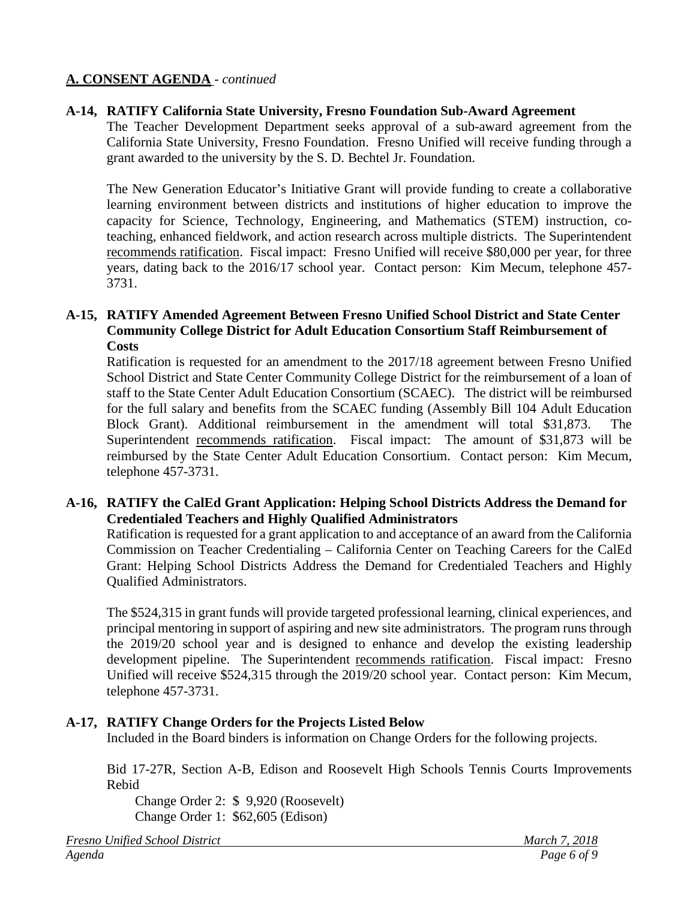## A. CONSENT AGENDA - *continued*

### A-14, RATIFY California State University, Fresno Foundation Sub-Award Agreement

The Teacher Development Department seeks approval of a sub-award agreement from the California State University, Fresno Foundation. Fresno Unified will receive funding through a grant awarded to the university by the S. D. Bechtel Jr. Foundation.

The New Generation Educator's Initiative Grant will provide funding to create a collaborative learning environment between districts and institutions of higher education to improve the capacity for Science, Technology, Engineering, and Mathematics (STEM) instruction, co-teaching, enhanced fieldwork, and action research across multiple districts. The Superintendent recommends ratification. Fiscal impact: Fresno Unified will receive \$80,000 per year, for three years, dating back to the 2016/17 school year. Contact person: Kim Mecum, telephone 457-3731.

### A-15, RATIFY Amended Agreement Between Fresno Unified School District and State Center Community College District for Adult Education Consortium Staff Reimbursement of Costs

Ratification is requested for an amendment to the 2017/18 agreement between Fresno Unified School District and State Center Community College District for the reimbursement of a loan of staff to the State Center Adult Education Consortium (SCAEC). The district will be reimbursed for the full salary and benefits from the SCAEC funding (Assembly Bill 104 Adult Education Block Grant). Additional reimbursement in the amendment will total \$31,873. The Superintendent recommends ratification. Fiscal impact: The amount of \$31,873 will be reimbursed by the State Center Adult Education Consortium. Contact person: Kim Mecum, telephone 457-3731.

### A-16, RATIFY the CalEd Grant Application: Helping School Districts Address the Demand for Credentialed Teachers and Highly Qualified Administrators

Ratification is requested for a grant application to and acceptance of an award from the California Commission on Teacher Credentialing – California Center on Teaching Careers for the CalEd Grant: Helping School Districts Address the Demand for Credentialed Teachers and Highly Qualified Administrators.

The \$524,315 in grant funds will provide targeted professional learning, clinical experiences, and principal mentoring in support of aspiring and new site administrators. The program runs through the 2019/20 school year and is designed to enhance and develop the existing leadership development pipeline. The Superintendent recommends ratification. Fiscal impact: Fresno Unified will receive \$524,315 through the 2019/20 school year. Contact person: Kim Mecum, telephone 457-3731.

### A-17, RATIFY Change Orders for the Projects Listed Below

Included in the Board binders is information on Change Orders for the following projects.

Bid 17-27R, Section A-B, Edison and Roosevelt High Schools Tennis Courts Improvements Rebid

Change Order 2: \$ 9,920 (Roosevelt)
Change Order 1: \$62,605 (Edison)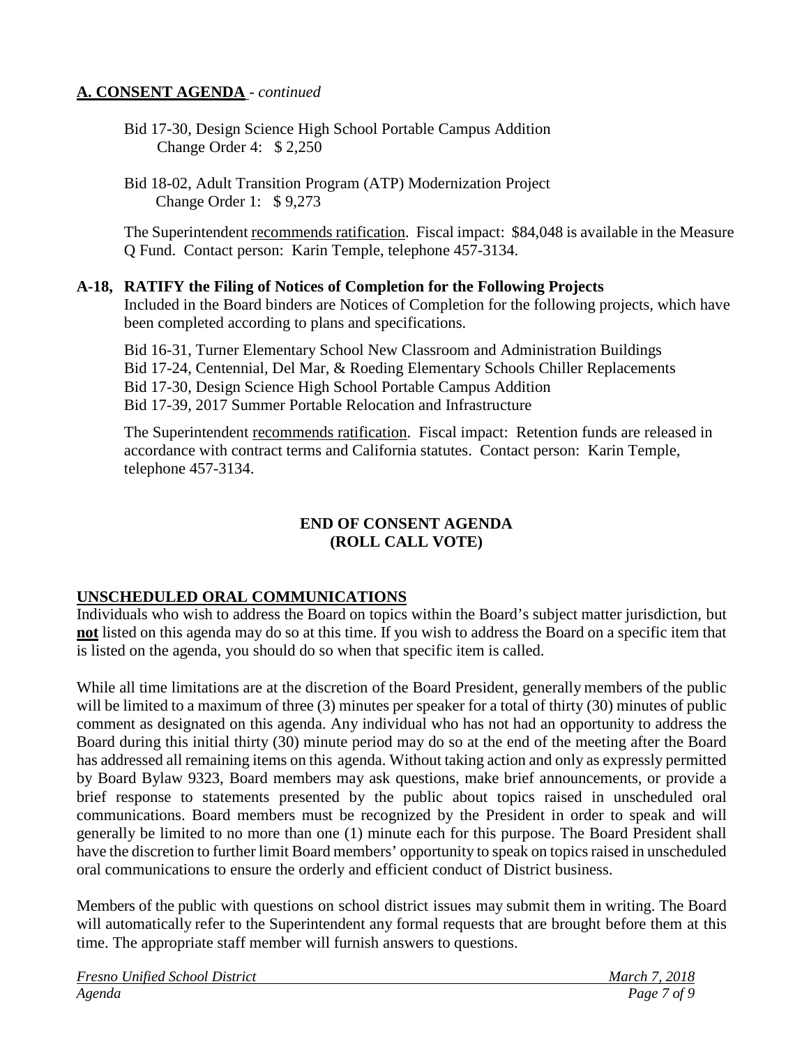## A. CONSENT AGENDA - *continued*

Bid 17-30, Design Science High School Portable Campus Addition
Change Order 4: $ 2,250

Bid 18-02, Adult Transition Program (ATP) Modernization Project
Change Order 1: $ 9,273

The Superintendent recommends ratification. Fiscal impact: $84,048 is available in the Measure Q Fund. Contact person: Karin Temple, telephone 457-3134.

**A-18, RATIFY the Filing of Notices of Completion for the Following Projects**

Included in the Board binders are Notices of Completion for the following projects, which have been completed according to plans and specifications.

Bid 16-31, Turner Elementary School New Classroom and Administration Buildings
Bid 17-24, Centennial, Del Mar, & Roeding Elementary Schools Chiller Replacements
Bid 17-30, Design Science High School Portable Campus Addition
Bid 17-39, 2017 Summer Portable Relocation and Infrastructure

The Superintendent recommends ratification. Fiscal impact: Retention funds are released in accordance with contract terms and California statutes. Contact person: Karin Temple, telephone 457-3134.

**END OF CONSENT AGENDA**
**(ROLL CALL VOTE)**

## UNSCHEDULED ORAL COMMUNICATIONS

Individuals who wish to address the Board on topics within the Board's subject matter jurisdiction, but **not** listed on this agenda may do so at this time. If you wish to address the Board on a specific item that is listed on the agenda, you should do so when that specific item is called.

While all time limitations are at the discretion of the Board President, generally members of the public will be limited to a maximum of three (3) minutes per speaker for a total of thirty (30) minutes of public comment as designated on this agenda. Any individual who has not had an opportunity to address the Board during this initial thirty (30) minute period may do so at the end of the meeting after the Board has addressed all remaining items on this agenda. Without taking action and only as expressly permitted by Board Bylaw 9323, Board members may ask questions, make brief announcements, or provide a brief response to statements presented by the public about topics raised in unscheduled oral communications. Board members must be recognized by the President in order to speak and will generally be limited to no more than one (1) minute each for this purpose. The Board President shall have the discretion to further limit Board members' opportunity to speak on topics raised in unscheduled oral communications to ensure the orderly and efficient conduct of District business.

Members of the public with questions on school district issues may submit them in writing. The Board will automatically refer to the Superintendent any formal requests that are brought before them at this time. The appropriate staff member will furnish answers to questions.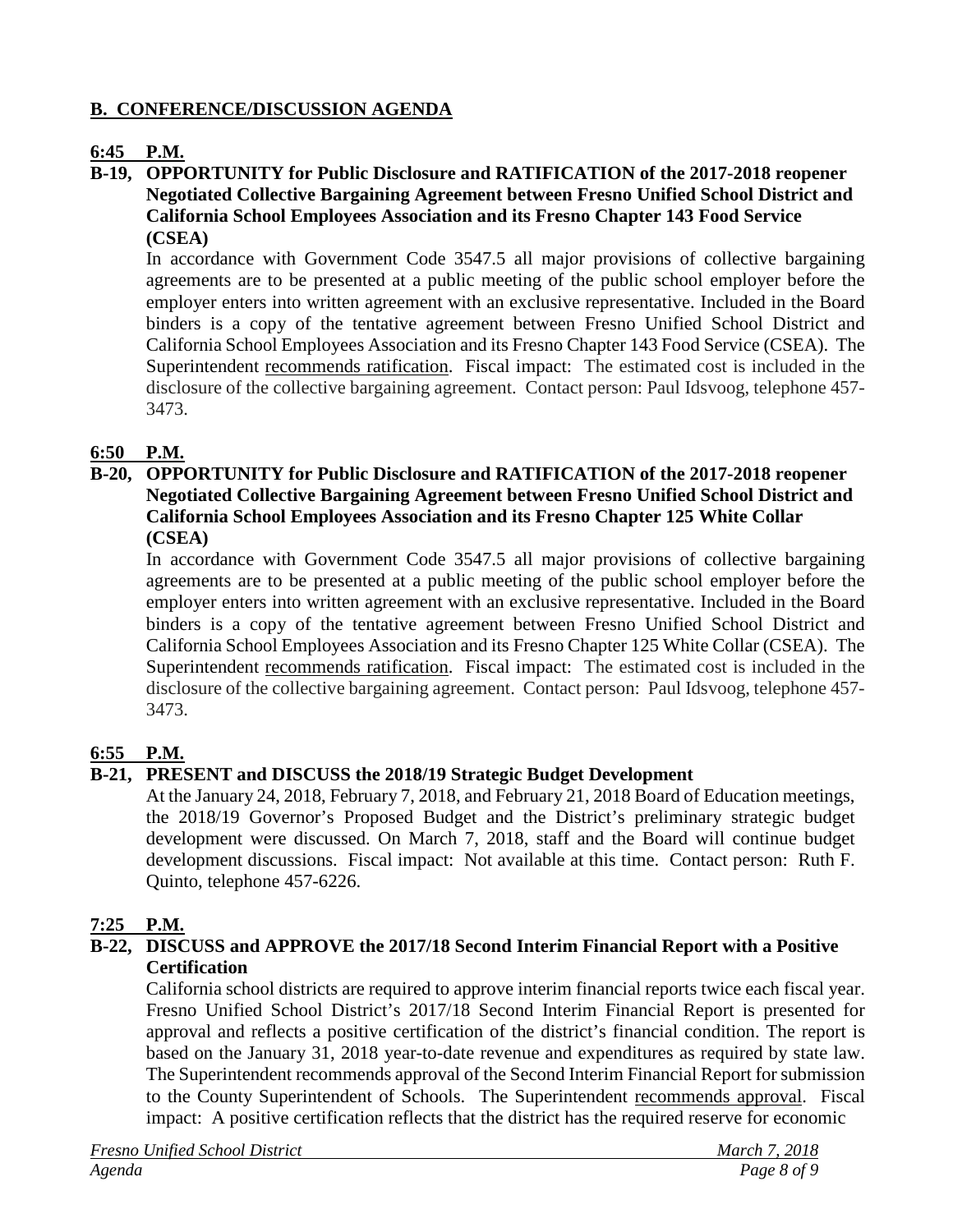## B. CONFERENCE/DISCUSSION AGENDA

**6:45 P.M.**

**B-19, OPPORTUNITY for Public Disclosure and RATIFICATION of the 2017-2018 reopener Negotiated Collective Bargaining Agreement between Fresno Unified School District and California School Employees Association and its Fresno Chapter 143 Food Service (CSEA)**

In accordance with Government Code 3547.5 all major provisions of collective bargaining agreements are to be presented at a public meeting of the public school employer before the employer enters into written agreement with an exclusive representative. Included in the Board binders is a copy of the tentative agreement between Fresno Unified School District and California School Employees Association and its Fresno Chapter 143 Food Service (CSEA). The Superintendent recommends ratification. Fiscal impact: The estimated cost is included in the disclosure of the collective bargaining agreement. Contact person: Paul Idsvoog, telephone 457-3473.

**6:50 P.M.**

**B-20, OPPORTUNITY for Public Disclosure and RATIFICATION of the 2017-2018 reopener Negotiated Collective Bargaining Agreement between Fresno Unified School District and California School Employees Association and its Fresno Chapter 125 White Collar (CSEA)**

In accordance with Government Code 3547.5 all major provisions of collective bargaining agreements are to be presented at a public meeting of the public school employer before the employer enters into written agreement with an exclusive representative. Included in the Board binders is a copy of the tentative agreement between Fresno Unified School District and California School Employees Association and its Fresno Chapter 125 White Collar (CSEA). The Superintendent recommends ratification. Fiscal impact: The estimated cost is included in the disclosure of the collective bargaining agreement. Contact person: Paul Idsvoog, telephone 457-3473.

**6:55 P.M.**

**B-21, PRESENT and DISCUSS the 2018/19 Strategic Budget Development**

At the January 24, 2018, February 7, 2018, and February 21, 2018 Board of Education meetings, the 2018/19 Governor's Proposed Budget and the District's preliminary strategic budget development were discussed. On March 7, 2018, staff and the Board will continue budget development discussions. Fiscal impact: Not available at this time. Contact person: Ruth F. Quinto, telephone 457-6226.

**7:25 P.M.**

**B-22, DISCUSS and APPROVE the 2017/18 Second Interim Financial Report with a Positive Certification**

California school districts are required to approve interim financial reports twice each fiscal year. Fresno Unified School District's 2017/18 Second Interim Financial Report is presented for approval and reflects a positive certification of the district's financial condition. The report is based on the January 31, 2018 year-to-date revenue and expenditures as required by state law. The Superintendent recommends approval of the Second Interim Financial Report for submission to the County Superintendent of Schools. The Superintendent recommends approval. Fiscal impact: A positive certification reflects that the district has the required reserve for economic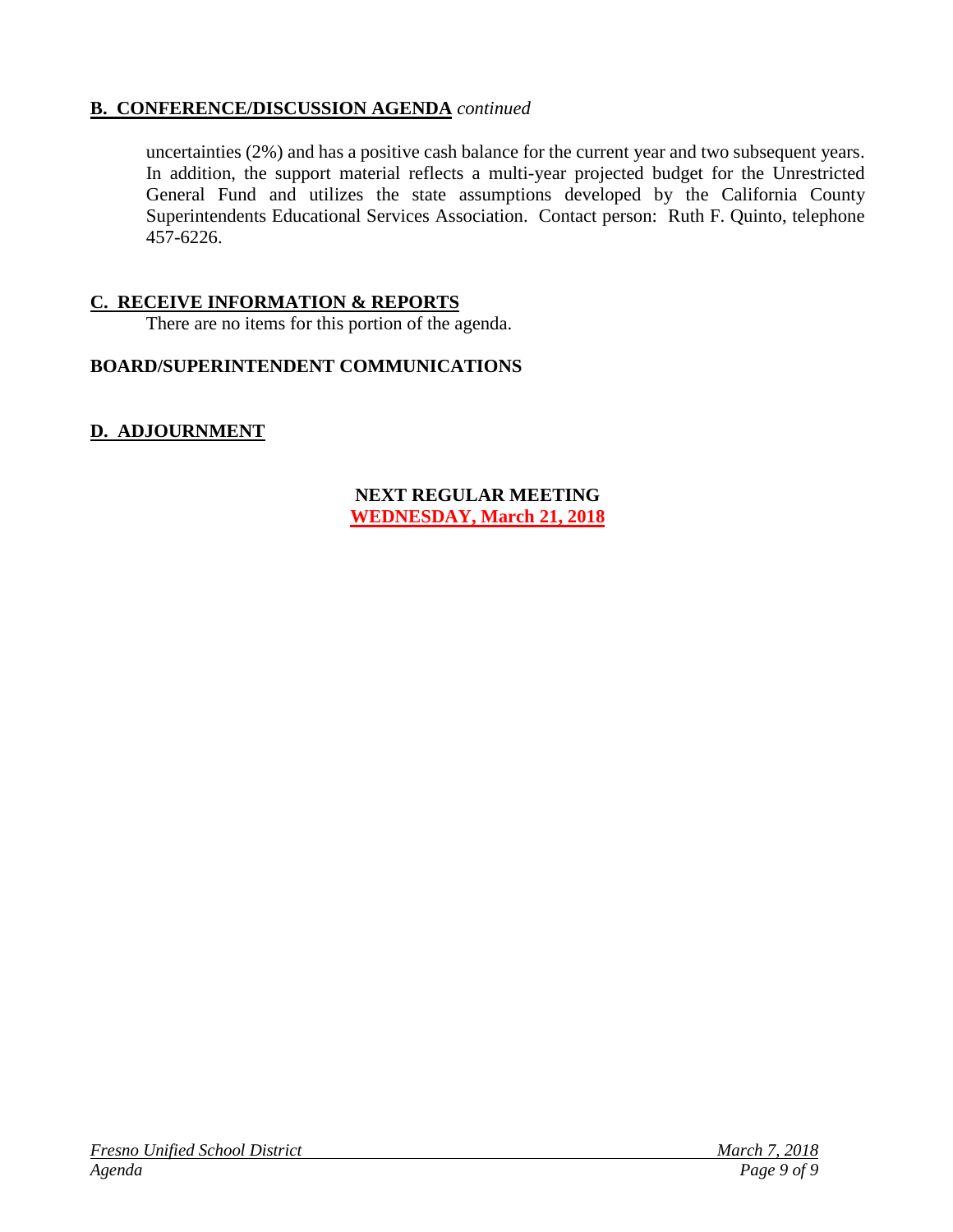**B. CONFERENCE/DISCUSSION AGENDA** *continued*

uncertainties (2%) and has a positive cash balance for the current year and two subsequent years. In addition, the support material reflects a multi-year projected budget for the Unrestricted General Fund and utilizes the state assumptions developed by the California County Superintendents Educational Services Association. Contact person: Ruth F. Quinto, telephone 457-6226.

**C. RECEIVE INFORMATION & REPORTS**

There are no items for this portion of the agenda.

**BOARD/SUPERINTENDENT COMMUNICATIONS**

**D. ADJOURNMENT**

**NEXT REGULAR MEETING**
**WEDNESDAY, March 21, 2018**